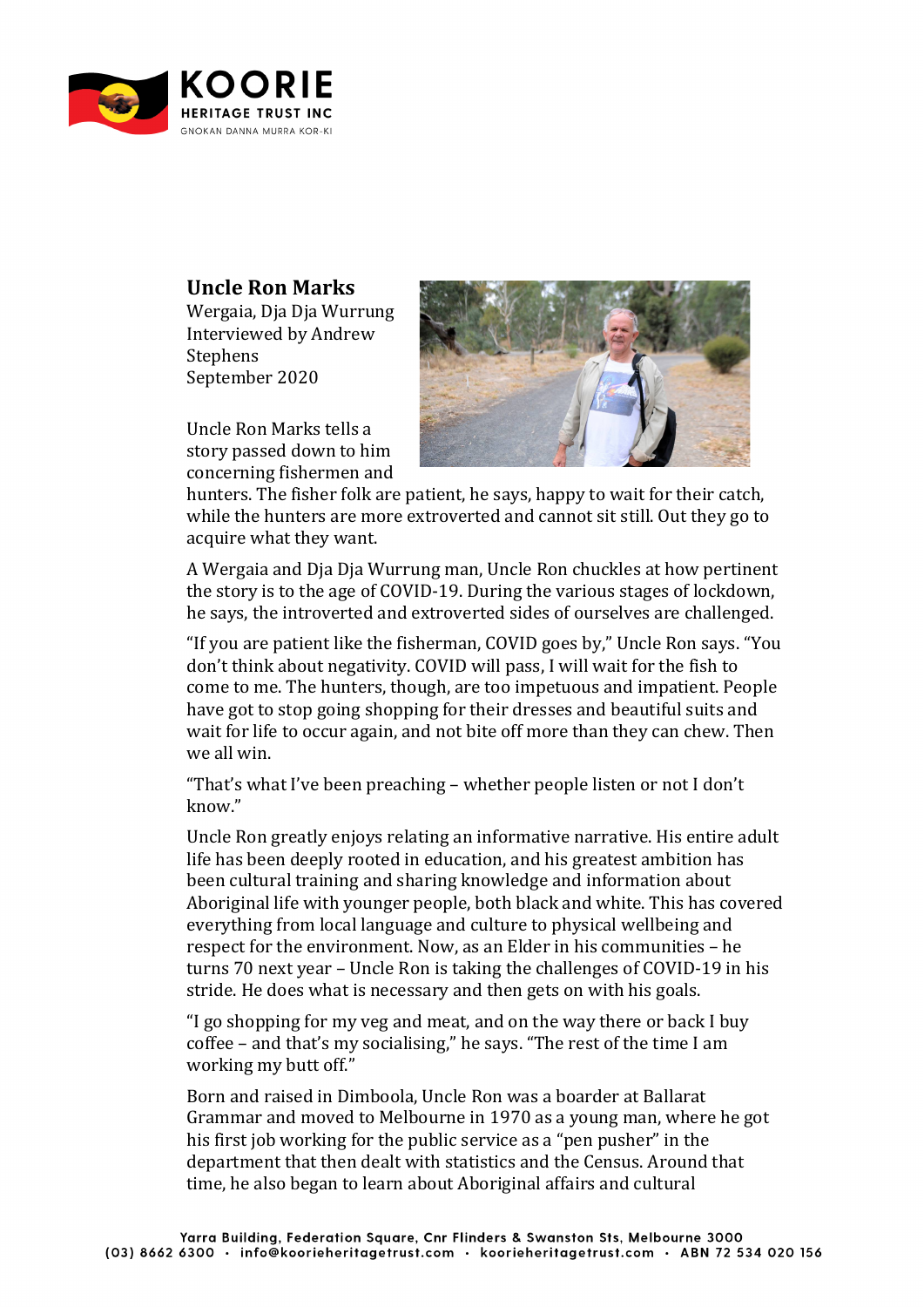## Uncle Ron Marks

Wergaia, Dja Dja Wurrung
Interviewed by Andrew Stephens
September 2020

Uncle Ron Marks tells a story passed down to him concerning fishermen and hunters. The fisher folk are patient, he says, happy to wait for their catch, while the hunters are more extroverted and cannot sit still. Out they go to acquire what they want.

A Wergaia and Dja Dja Wurrung man, Uncle Ron chuckles at how pertinent the story is to the age of COVID-19. During the various stages of lockdown, he says, the introverted and extroverted sides of ourselves are challenged.

"If you are patient like the fisherman, COVID goes by," Uncle Ron says. "You don't think about negativity. COVID will pass, I will wait for the fish to come to me. The hunters, though, are too impetuous and impatient. People have got to stop going shopping for their dresses and beautiful suits and wait for life to occur again, and not bite off more than they can chew. Then we all win.

"That's what I've been preaching – whether people listen or not I don't know."

Uncle Ron greatly enjoys relating an informative narrative. His entire adult life has been deeply rooted in education, and his greatest ambition has been cultural training and sharing knowledge and information about Aboriginal life with younger people, both black and white. This has covered everything from local language and culture to physical wellbeing and respect for the environment. Now, as an Elder in his communities – he turns 70 next year – Uncle Ron is taking the challenges of COVID-19 in his stride. He does what is necessary and then gets on with his goals.

"I go shopping for my veg and meat, and on the way there or back I buy coffee – and that's my socialising," he says. "The rest of the time I am working my butt off."

Born and raised in Dimboola, Uncle Ron was a boarder at Ballarat Grammar and moved to Melbourne in 1970 as a young man, where he got his first job working for the public service as a "pen pusher" in the department that then dealt with statistics and the Census. Around that time, he also began to learn about Aboriginal affairs and cultural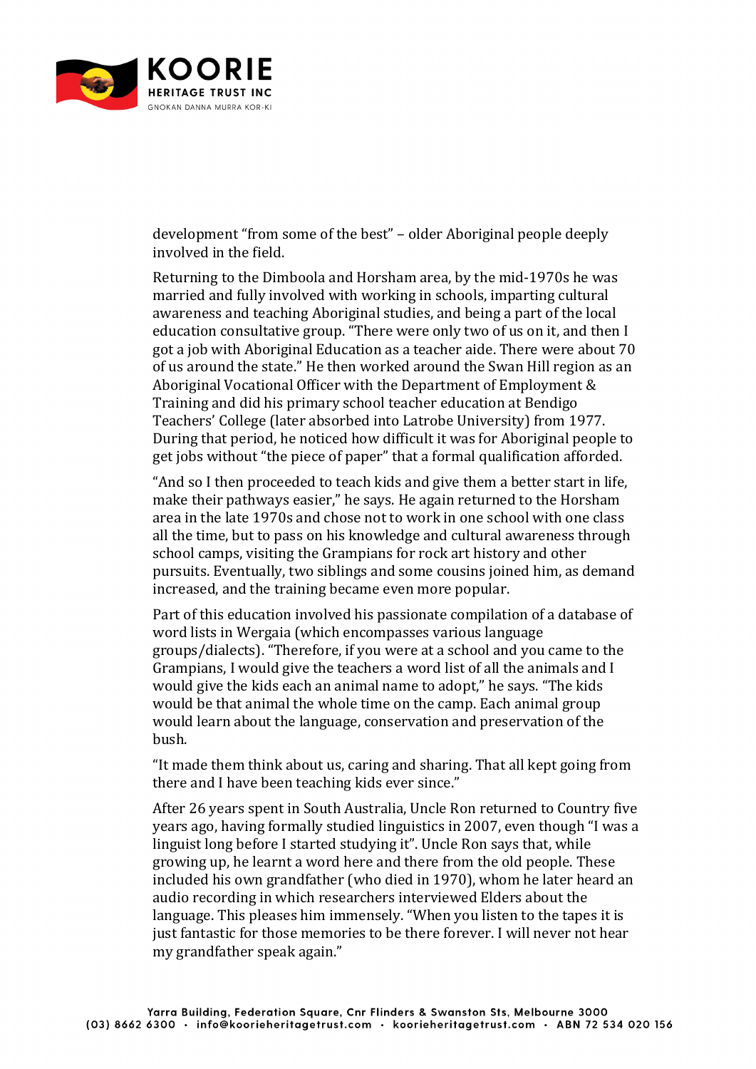development “from some of the best” – older Aboriginal people deeply involved in the field.

Returning to the Dimboola and Horsham area, by the mid-1970s he was married and fully involved with working in schools, imparting cultural awareness and teaching Aboriginal studies, and being a part of the local education consultative group. “There were only two of us on it, and then I got a job with Aboriginal Education as a teacher aide. There were about 70 of us around the state.” He then worked around the Swan Hill region as an Aboriginal Vocational Officer with the Department of Employment & Training and did his primary school teacher education at Bendigo Teachers’ College (later absorbed into Latrobe University) from 1977. During that period, he noticed how difficult it was for Aboriginal people to get jobs without “the piece of paper” that a formal qualification afforded.

“And so I then proceeded to teach kids and give them a better start in life, make their pathways easier,” he says. He again returned to the Horsham area in the late 1970s and chose not to work in one school with one class all the time, but to pass on his knowledge and cultural awareness through school camps, visiting the Grampians for rock art history and other pursuits. Eventually, two siblings and some cousins joined him, as demand increased, and the training became even more popular.

Part of this education involved his passionate compilation of a database of word lists in Wergaia (which encompasses various language groups/dialects). “Therefore, if you were at a school and you came to the Grampians, I would give the teachers a word list of all the animals and I would give the kids each an animal name to adopt,” he says. “The kids would be that animal the whole time on the camp. Each animal group would learn about the language, conservation and preservation of the bush.

“It made them think about us, caring and sharing. That all kept going from there and I have been teaching kids ever since.”

After 26 years spent in South Australia, Uncle Ron returned to Country five years ago, having formally studied linguistics in 2007, even though “I was a linguist long before I started studying it”. Uncle Ron says that, while growing up, he learnt a word here and there from the old people. These included his own grandfather (who died in 1970), whom he later heard an audio recording in which researchers interviewed Elders about the language. This pleases him immensely. “When you listen to the tapes it is just fantastic for those memories to be there forever. I will never not hear my grandfather speak again.”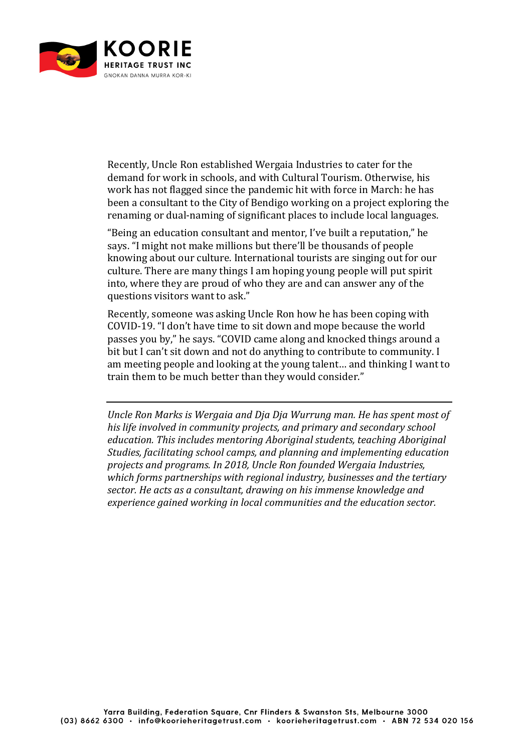Recently, Uncle Ron established Wergaia Industries to cater for the demand for work in schools, and with Cultural Tourism. Otherwise, his work has not flagged since the pandemic hit with force in March: he has been a consultant to the City of Bendigo working on a project exploring the renaming or dual-naming of significant places to include local languages.

"Being an education consultant and mentor, I've built a reputation," he says. "I might not make millions but there'll be thousands of people knowing about our culture. International tourists are singing out for our culture. There are many things I am hoping young people will put spirit into, where they are proud of who they are and can answer any of the questions visitors want to ask."

Recently, someone was asking Uncle Ron how he has been coping with COVID-19. "I don't have time to sit down and mope because the world passes you by," he says. "COVID came along and knocked things around a bit but I can't sit down and not do anything to contribute to community. I am meeting people and looking at the young talent… and thinking I want to train them to be much better than they would consider."

---

*Uncle Ron Marks is Wergaia and Dja Dja Wurrung man. He has spent most of his life involved in community projects, and primary and secondary school education. This includes mentoring Aboriginal students, teaching Aboriginal Studies, facilitating school camps, and planning and implementing education projects and programs. In 2018, Uncle Ron founded Wergaia Industries, which forms partnerships with regional industry, businesses and the tertiary sector. He acts as a consultant, drawing on his immense knowledge and experience gained working in local communities and the education sector.*